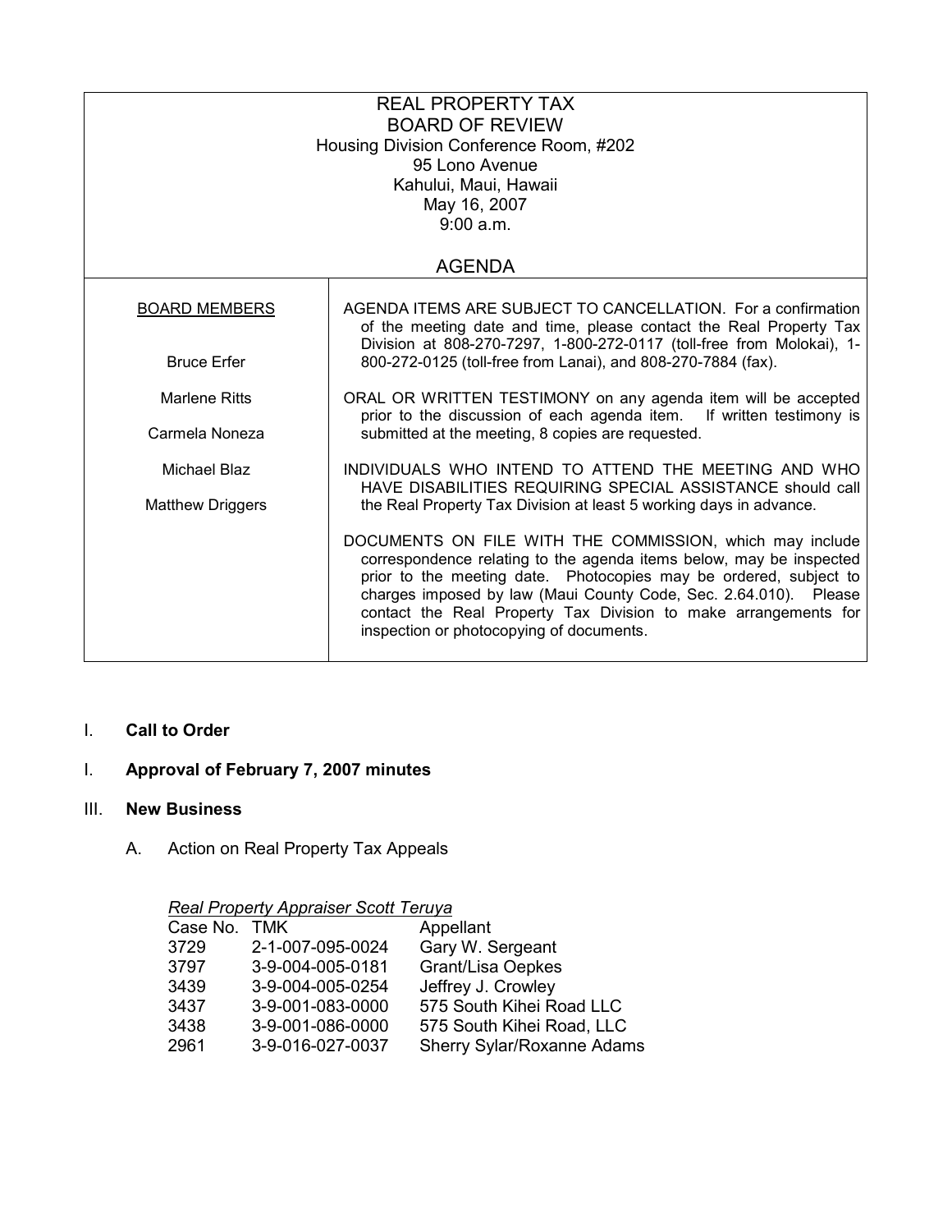# REAL PROPERTY TAX
# BOARD OF REVIEW

Housing Division Conference Room, #202
95 Lono Avenue
Kahului, Maui, Hawaii
May 16, 2007
9:00 a.m.

## AGENDA

| BOARD MEMBERS | |
|---|---|
| Bruce Erfer | AGENDA ITEMS ARE SUBJECT TO CANCELLATION. For a confirmation of the meeting date and time, please contact the Real Property Tax Division at 808-270-7297, 1-800-272-0117 (toll-free from Molokai), 1-800-272-0125 (toll-free from Lanai), and 808-270-7884 (fax). |
| Marlene Ritts | ORAL OR WRITTEN TESTIMONY on any agenda item will be accepted prior to the discussion of each agenda item. If written testimony is submitted at the meeting, 8 copies are requested. |
| Carmela Noneza | |
| Michael Blaz | INDIVIDUALS WHO INTEND TO ATTEND THE MEETING AND WHO HAVE DISABILITIES REQUIRING SPECIAL ASSISTANCE should call the Real Property Tax Division at least 5 working days in advance. |
| Matthew Driggers | |
| | DOCUMENTS ON FILE WITH THE COMMISSION, which may include correspondence relating to the agenda items below, may be inspected prior to the meeting date. Photocopies may be ordered, subject to charges imposed by law (Maui County Code, Sec. 2.64.010). Please contact the Real Property Tax Division to make arrangements for inspection or photocopying of documents. |

I. **Call to Order**

I. **Approval of February 7, 2007 minutes**

III. **New Business**

A. Action on Real Property Tax Appeals

*Real Property Appraiser Scott Teruya*

| Case No. | TMK | Appellant |
|---|---|---|
| 3729 | 2-1-007-095-0024 | Gary W. Sergeant |
| 3797 | 3-9-004-005-0181 | Grant/Lisa Oepkes |
| 3439 | 3-9-004-005-0254 | Jeffrey J. Crowley |
| 3437 | 3-9-001-083-0000 | 575 South Kihei Road LLC |
| 3438 | 3-9-001-086-0000 | 575 South Kihei Road, LLC |
| 2961 | 3-9-016-027-0037 | Sherry Sylar/Roxanne Adams |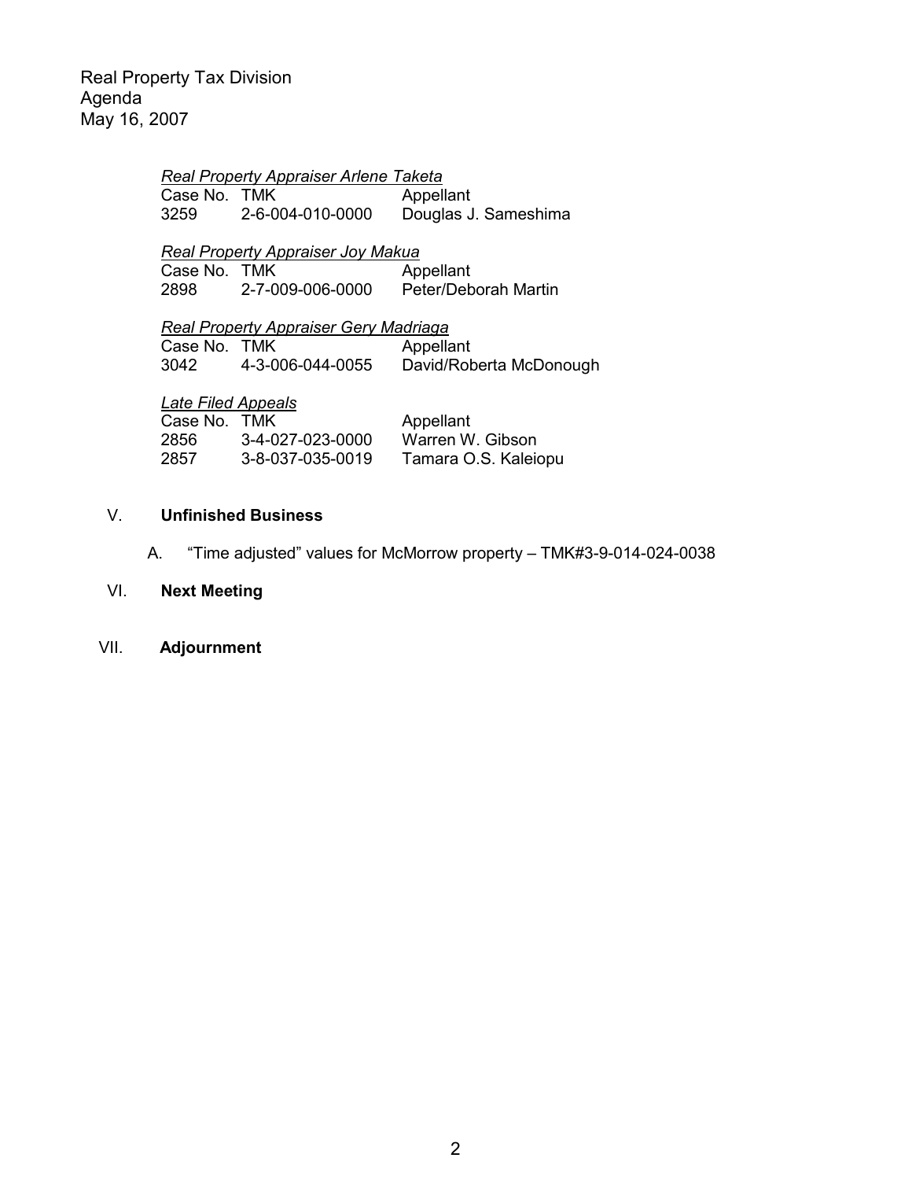*Real Property Appraiser Arlene Taketa*

| Case No. | TMK | Appellant |
|---|---|---|
| 3259 | 2-6-004-010-0000 | Douglas J. Sameshima |

*Real Property Appraiser Joy Makua*

| Case No. | TMK | Appellant |
|---|---|---|
| 2898 | 2-7-009-006-0000 | Peter/Deborah Martin |

*Real Property Appraiser Gery Madriaga*

| Case No. | TMK | Appellant |
|---|---|---|
| 3042 | 4-3-006-044-0055 | David/Roberta McDonough |

*Late Filed Appeals*

| Case No. | TMK | Appellant |
|---|---|---|
| 2856 | 3-4-027-023-0000 | Warren W. Gibson |
| 2857 | 3-8-037-035-0019 | Tamara O.S. Kaleiopu |

V. **Unfinished Business**

A. "Time adjusted" values for McMorrow property – TMK#3-9-014-024-0038

VI. **Next Meeting**

VII. **Adjournment**